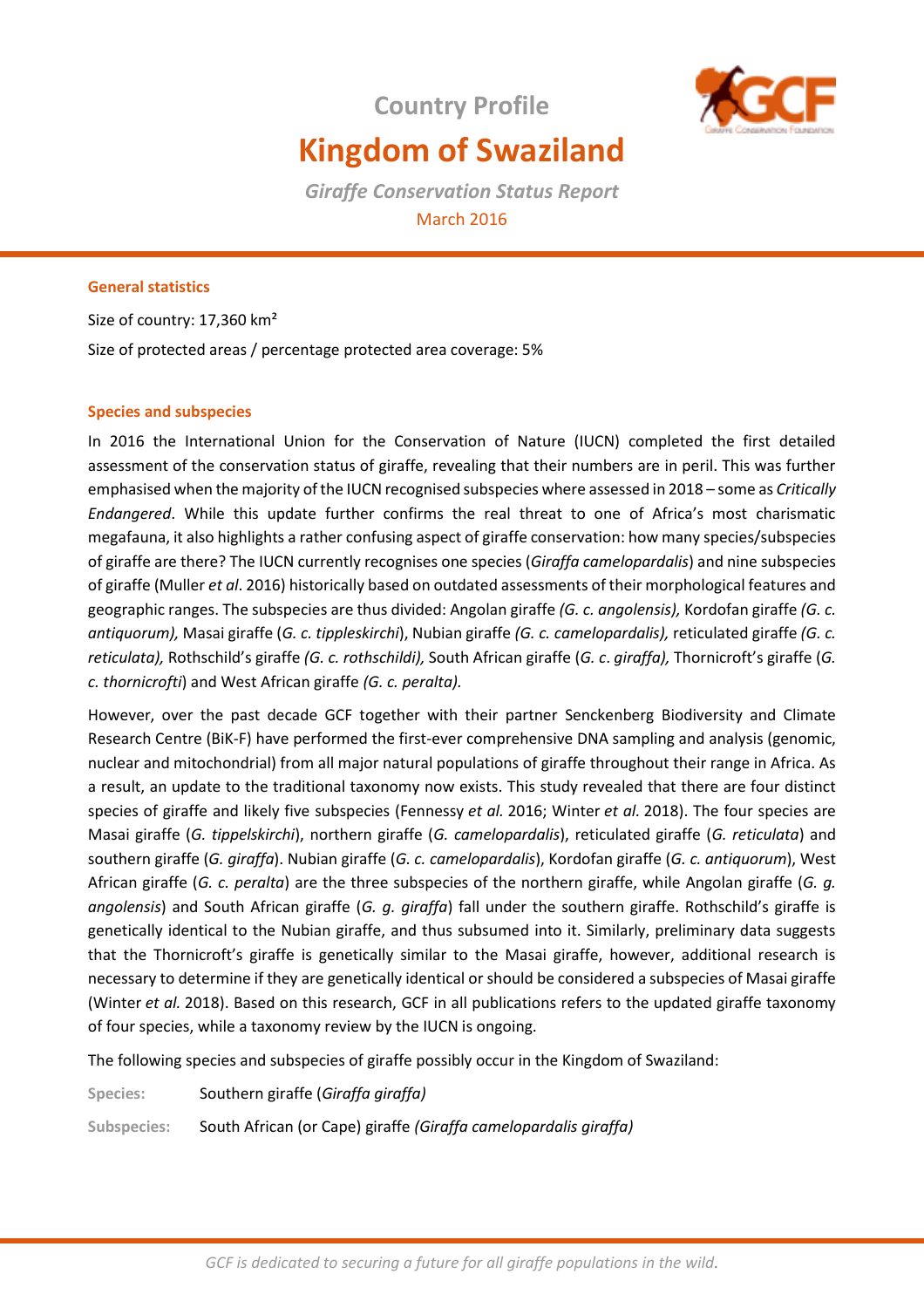Country Profile

# Kingdom of Swaziland

*Giraffe Conservation Status Report*

March 2016

## General statistics

Size of country: 17,360 km²

Size of protected areas / percentage protected area coverage: 5%

## Species and subspecies

In 2016 the International Union for the Conservation of Nature (IUCN) completed the first detailed assessment of the conservation status of giraffe, revealing that their numbers are in peril. This was further emphasised when the majority of the IUCN recognised subspecies where assessed in 2018 – some as *Critically Endangered*. While this update further confirms the real threat to one of Africa's most charismatic megafauna, it also highlights a rather confusing aspect of giraffe conservation: how many species/subspecies of giraffe are there? The IUCN currently recognises one species (*Giraffa camelopardalis*) and nine subspecies of giraffe (Muller *et al*. 2016) historically based on outdated assessments of their morphological features and geographic ranges. The subspecies are thus divided: Angolan giraffe *(G. c. angolensis),* Kordofan giraffe *(G. c. antiquorum),* Masai giraffe (*G. c. tippleskirchi*), Nubian giraffe *(G. c. camelopardalis),* reticulated giraffe *(G. c. reticulata),* Rothschild's giraffe *(G. c. rothschildi),* South African giraffe (*G. c*. *giraffa),* Thornicroft's giraffe (*G. c. thornicrofti*) and West African giraffe *(G. c. peralta).*

However, over the past decade GCF together with their partner Senckenberg Biodiversity and Climate Research Centre (BiK-F) have performed the first-ever comprehensive DNA sampling and analysis (genomic, nuclear and mitochondrial) from all major natural populations of giraffe throughout their range in Africa. As a result, an update to the traditional taxonomy now exists. This study revealed that there are four distinct species of giraffe and likely five subspecies (Fennessy *et al.* 2016; Winter *et al.* 2018). The four species are Masai giraffe (*G. tippelskirchi*), northern giraffe (*G. camelopardalis*), reticulated giraffe (*G. reticulata*) and southern giraffe (*G. giraffa*). Nubian giraffe (*G. c. camelopardalis*), Kordofan giraffe (*G. c. antiquorum*), West African giraffe (*G. c. peralta*) are the three subspecies of the northern giraffe, while Angolan giraffe (*G. g. angolensis*) and South African giraffe (*G. g. giraffa*) fall under the southern giraffe. Rothschild's giraffe is genetically identical to the Nubian giraffe, and thus subsumed into it. Similarly, preliminary data suggests that the Thornicroft's giraffe is genetically similar to the Masai giraffe, however, additional research is necessary to determine if they are genetically identical or should be considered a subspecies of Masai giraffe (Winter *et al.* 2018). Based on this research, GCF in all publications refers to the updated giraffe taxonomy of four species, while a taxonomy review by the IUCN is ongoing.

The following species and subspecies of giraffe possibly occur in the Kingdom of Swaziland:

**Species:** Southern giraffe (*Giraffa giraffa)*

**Subspecies:** South African (or Cape) giraffe *(Giraffa camelopardalis giraffa)*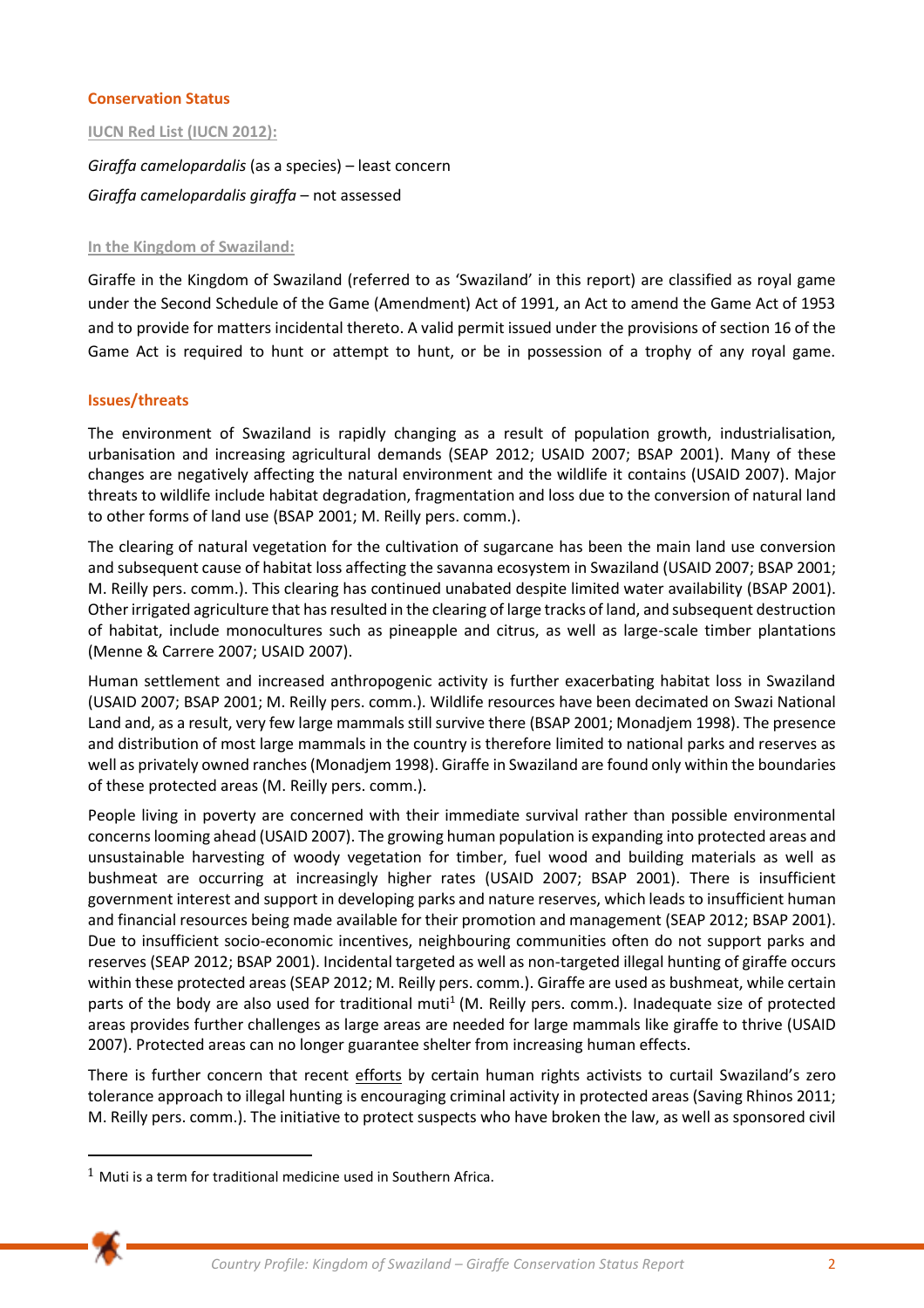## Conservation Status

### IUCN Red List (IUCN 2012):

*Giraffa camelopardalis* (as a species) – least concern

*Giraffa camelopardalis giraffa* – not assessed

### In the Kingdom of Swaziland:

Giraffe in the Kingdom of Swaziland (referred to as 'Swaziland' in this report) are classified as royal game under the Second Schedule of the Game (Amendment) Act of 1991, an Act to amend the Game Act of 1953 and to provide for matters incidental thereto. A valid permit issued under the provisions of section 16 of the Game Act is required to hunt or attempt to hunt, or be in possession of a trophy of any royal game.

## Issues/threats

The environment of Swaziland is rapidly changing as a result of population growth, industrialisation, urbanisation and increasing agricultural demands (SEAP 2012; USAID 2007; BSAP 2001). Many of these changes are negatively affecting the natural environment and the wildlife it contains (USAID 2007). Major threats to wildlife include habitat degradation, fragmentation and loss due to the conversion of natural land to other forms of land use (BSAP 2001; M. Reilly pers. comm.).

The clearing of natural vegetation for the cultivation of sugarcane has been the main land use conversion and subsequent cause of habitat loss affecting the savanna ecosystem in Swaziland (USAID 2007; BSAP 2001; M. Reilly pers. comm.). This clearing has continued unabated despite limited water availability (BSAP 2001). Other irrigated agriculture that has resulted in the clearing of large tracks of land, and subsequent destruction of habitat, include monocultures such as pineapple and citrus, as well as large-scale timber plantations (Menne & Carrere 2007; USAID 2007).

Human settlement and increased anthropogenic activity is further exacerbating habitat loss in Swaziland (USAID 2007; BSAP 2001; M. Reilly pers. comm.). Wildlife resources have been decimated on Swazi National Land and, as a result, very few large mammals still survive there (BSAP 2001; Monadjem 1998). The presence and distribution of most large mammals in the country is therefore limited to national parks and reserves as well as privately owned ranches (Monadjem 1998). Giraffe in Swaziland are found only within the boundaries of these protected areas (M. Reilly pers. comm.).

People living in poverty are concerned with their immediate survival rather than possible environmental concerns looming ahead (USAID 2007). The growing human population is expanding into protected areas and unsustainable harvesting of woody vegetation for timber, fuel wood and building materials as well as bushmeat are occurring at increasingly higher rates (USAID 2007; BSAP 2001). There is insufficient government interest and support in developing parks and nature reserves, which leads to insufficient human and financial resources being made available for their promotion and management (SEAP 2012; BSAP 2001). Due to insufficient socio-economic incentives, neighbouring communities often do not support parks and reserves (SEAP 2012; BSAP 2001). Incidental targeted as well as non-targeted illegal hunting of giraffe occurs within these protected areas (SEAP 2012; M. Reilly pers. comm.). Giraffe are used as bushmeat, while certain parts of the body are also used for traditional muti[1] (M. Reilly pers. comm.). Inadequate size of protected areas provides further challenges as large areas are needed for large mammals like giraffe to thrive (USAID 2007). Protected areas can no longer guarantee shelter from increasing human effects.

There is further concern that recent efforts by certain human rights activists to curtail Swaziland's zero tolerance approach to illegal hunting is encouraging criminal activity in protected areas (Saving Rhinos 2011; M. Reilly pers. comm.). The initiative to protect suspects who have broken the law, as well as sponsored civil

[1] Muti is a term for traditional medicine used in Southern Africa.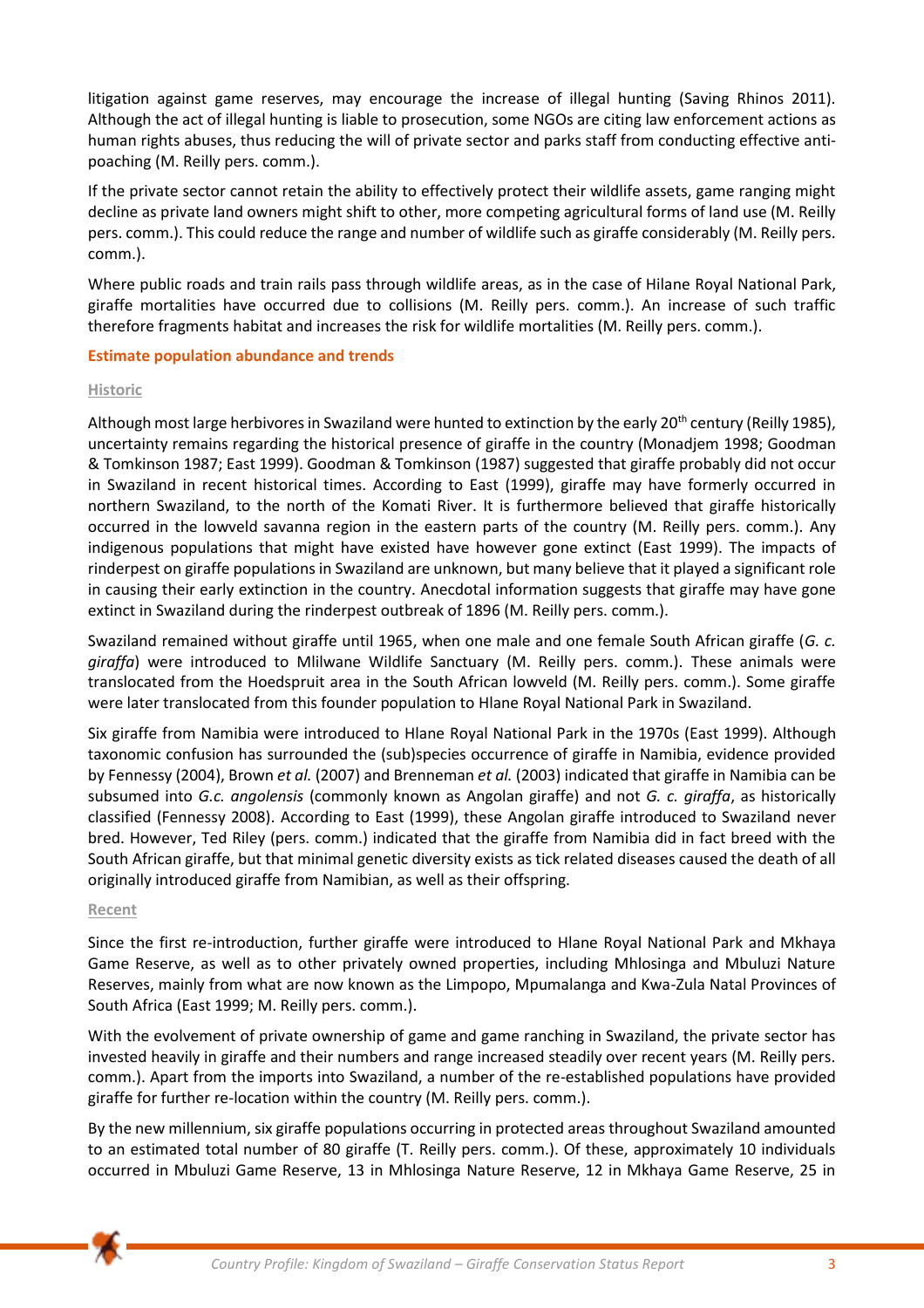litigation against game reserves, may encourage the increase of illegal hunting (Saving Rhinos 2011). Although the act of illegal hunting is liable to prosecution, some NGOs are citing law enforcement actions as human rights abuses, thus reducing the will of private sector and parks staff from conducting effective anti-poaching (M. Reilly pers. comm.).

If the private sector cannot retain the ability to effectively protect their wildlife assets, game ranging might decline as private land owners might shift to other, more competing agricultural forms of land use (M. Reilly pers. comm.). This could reduce the range and number of wildlife such as giraffe considerably (M. Reilly pers. comm.).

Where public roads and train rails pass through wildlife areas, as in the case of Hilane Royal National Park, giraffe mortalities have occurred due to collisions (M. Reilly pers. comm.). An increase of such traffic therefore fragments habitat and increases the risk for wildlife mortalities (M. Reilly pers. comm.).

## Estimate population abundance and trends

### Historic

Although most large herbivores in Swaziland were hunted to extinction by the early 20th century (Reilly 1985), uncertainty remains regarding the historical presence of giraffe in the country (Monadjem 1998; Goodman & Tomkinson 1987; East 1999). Goodman & Tomkinson (1987) suggested that giraffe probably did not occur in Swaziland in recent historical times. According to East (1999), giraffe may have formerly occurred in northern Swaziland, to the north of the Komati River. It is furthermore believed that giraffe historically occurred in the lowveld savanna region in the eastern parts of the country (M. Reilly pers. comm.). Any indigenous populations that might have existed have however gone extinct (East 1999). The impacts of rinderpest on giraffe populations in Swaziland are unknown, but many believe that it played a significant role in causing their early extinction in the country. Anecdotal information suggests that giraffe may have gone extinct in Swaziland during the rinderpest outbreak of 1896 (M. Reilly pers. comm.).

Swaziland remained without giraffe until 1965, when one male and one female South African giraffe (*G. c. giraffa*) were introduced to Mlilwane Wildlife Sanctuary (M. Reilly pers. comm.). These animals were translocated from the Hoedspruit area in the South African lowveld (M. Reilly pers. comm.). Some giraffe were later translocated from this founder population to Hlane Royal National Park in Swaziland.

Six giraffe from Namibia were introduced to Hlane Royal National Park in the 1970s (East 1999). Although taxonomic confusion has surrounded the (sub)species occurrence of giraffe in Namibia, evidence provided by Fennessy (2004), Brown *et al.* (2007) and Brenneman *et al.* (2003) indicated that giraffe in Namibia can be subsumed into *G.c. angolensis* (commonly known as Angolan giraffe) and not *G. c. giraffa*, as historically classified (Fennessy 2008). According to East (1999), these Angolan giraffe introduced to Swaziland never bred. However, Ted Riley (pers. comm.) indicated that the giraffe from Namibia did in fact breed with the South African giraffe, but that minimal genetic diversity exists as tick related diseases caused the death of all originally introduced giraffe from Namibian, as well as their offspring.

### Recent

Since the first re-introduction, further giraffe were introduced to Hlane Royal National Park and Mkhaya Game Reserve, as well as to other privately owned properties, including Mhlosinga and Mbuluzi Nature Reserves, mainly from what are now known as the Limpopo, Mpumalanga and Kwa-Zula Natal Provinces of South Africa (East 1999; M. Reilly pers. comm.).

With the evolvement of private ownership of game and game ranching in Swaziland, the private sector has invested heavily in giraffe and their numbers and range increased steadily over recent years (M. Reilly pers. comm.). Apart from the imports into Swaziland, a number of the re-established populations have provided giraffe for further re-location within the country (M. Reilly pers. comm.).

By the new millennium, six giraffe populations occurring in protected areas throughout Swaziland amounted to an estimated total number of 80 giraffe (T. Reilly pers. comm.). Of these, approximately 10 individuals occurred in Mbuluzi Game Reserve, 13 in Mhlosinga Nature Reserve, 12 in Mkhaya Game Reserve, 25 in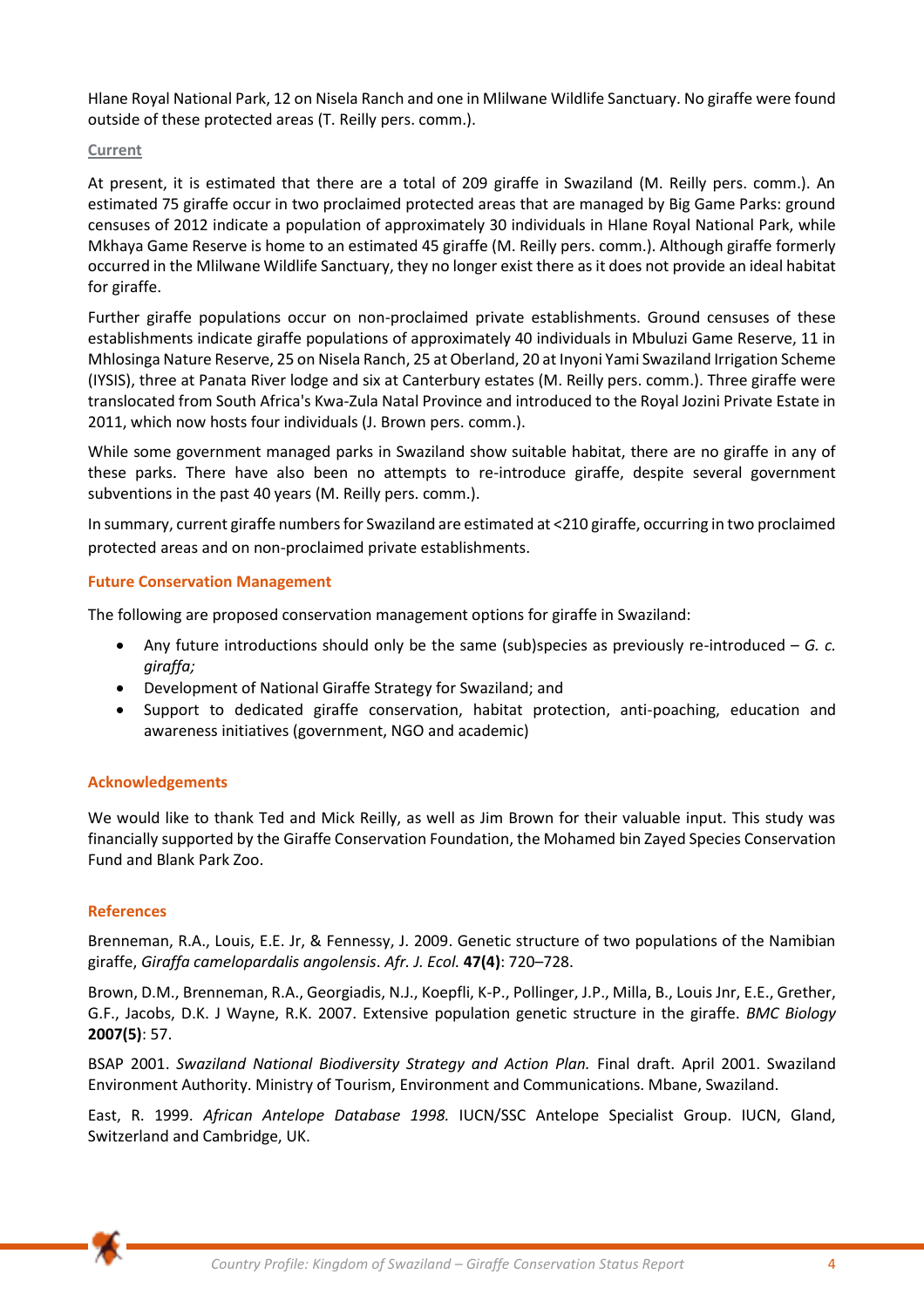Hlane Royal National Park, 12 on Nisela Ranch and one in Mlilwane Wildlife Sanctuary. No giraffe were found outside of these protected areas (T. Reilly pers. comm.).

### Current

At present, it is estimated that there are a total of 209 giraffe in Swaziland (M. Reilly pers. comm.). An estimated 75 giraffe occur in two proclaimed protected areas that are managed by Big Game Parks: ground censuses of 2012 indicate a population of approximately 30 individuals in Hlane Royal National Park, while Mkhaya Game Reserve is home to an estimated 45 giraffe (M. Reilly pers. comm.). Although giraffe formerly occurred in the Mlilwane Wildlife Sanctuary, they no longer exist there as it does not provide an ideal habitat for giraffe.

Further giraffe populations occur on non-proclaimed private establishments. Ground censuses of these establishments indicate giraffe populations of approximately 40 individuals in Mbuluzi Game Reserve, 11 in Mhlosinga Nature Reserve, 25 on Nisela Ranch, 25 at Oberland, 20 at Inyoni Yami Swaziland Irrigation Scheme (IYSIS), three at Panata River lodge and six at Canterbury estates (M. Reilly pers. comm.). Three giraffe were translocated from South Africa's Kwa-Zula Natal Province and introduced to the Royal Jozini Private Estate in 2011, which now hosts four individuals (J. Brown pers. comm.).

While some government managed parks in Swaziland show suitable habitat, there are no giraffe in any of these parks. There have also been no attempts to re-introduce giraffe, despite several government subventions in the past 40 years (M. Reilly pers. comm.).

In summary, current giraffe numbers for Swaziland are estimated at <210 giraffe, occurring in two proclaimed protected areas and on non-proclaimed private establishments.

## Future Conservation Management

The following are proposed conservation management options for giraffe in Swaziland:

- Any future introductions should only be the same (sub)species as previously re-introduced – *G. c. giraffa;*
- Development of National Giraffe Strategy for Swaziland; and
- Support to dedicated giraffe conservation, habitat protection, anti-poaching, education and awareness initiatives (government, NGO and academic)

## Acknowledgements

We would like to thank Ted and Mick Reilly, as well as Jim Brown for their valuable input. This study was financially supported by the Giraffe Conservation Foundation, the Mohamed bin Zayed Species Conservation Fund and Blank Park Zoo.

## References

Brenneman, R.A., Louis, E.E. Jr, & Fennessy, J. 2009. Genetic structure of two populations of the Namibian giraffe, *Giraffa camelopardalis angolensis*. *Afr. J. Ecol.* **47(4)**: 720–728.

Brown, D.M., Brenneman, R.A., Georgiadis, N.J., Koepfli, K-P., Pollinger, J.P., Milla, B., Louis Jnr, E.E., Grether, G.F., Jacobs, D.K. J Wayne, R.K. 2007. Extensive population genetic structure in the giraffe. *BMC Biology* **2007(5)**: 57.

BSAP 2001. *Swaziland National Biodiversity Strategy and Action Plan.* Final draft. April 2001. Swaziland Environment Authority. Ministry of Tourism, Environment and Communications. Mbane, Swaziland.

East, R. 1999. *African Antelope Database 1998.* IUCN/SSC Antelope Specialist Group. IUCN, Gland, Switzerland and Cambridge, UK.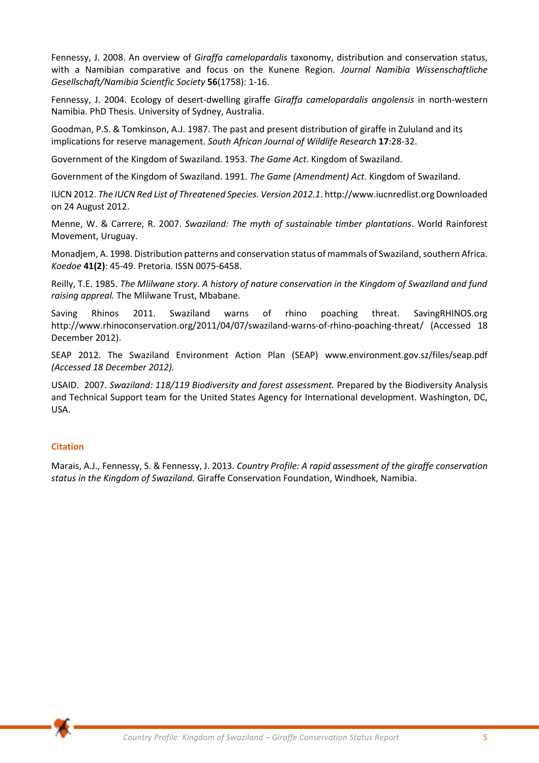Fennessy, J. 2008. An overview of *Giraffa camelopardalis* taxonomy, distribution and conservation status, with a Namibian comparative and focus on the Kunene Region. *Journal Namibia Wissenschaftliche Gesellschaft/Namibia Scientfic Society* **56**(1758): 1-16.

Fennessy, J. 2004. Ecology of desert-dwelling giraffe *Giraffa camelopardalis angolensis* in north-western Namibia. PhD Thesis. University of Sydney, Australia.

Goodman, P.S. & Tomkinson, A.J. 1987. The past and present distribution of giraffe in Zululand and its implications for reserve management. *South African Journal of Wildlife Research* **17**:28-32.

Government of the Kingdom of Swaziland. 1953. *The Game Act*. Kingdom of Swaziland.

Government of the Kingdom of Swaziland. 1991. *The Game (Amendment) Act*. Kingdom of Swaziland.

IUCN 2012. *The IUCN Red List of Threatened Species. Version 2012.1*. http://www.iucnredlist.org Downloaded on 24 August 2012.

Menne, W. & Carrere, R. 2007. *Swaziland: The myth of sustainable timber plantations*. World Rainforest Movement, Uruguay.

Monadjem, A. 1998. Distribution patterns and conservation status of mammals of Swaziland, southern Africa. *Koedoe* **41(2)**: 45-49. Pretoria. ISSN 0075-6458.

Reilly, T.E. 1985. *The Mlilwane story. A history of nature conservation in the Kingdom of Swaziland and fund raising appeal.* The Mlilwane Trust, Mbabane.

Saving Rhinos 2011. Swaziland warns of rhino poaching threat. SavingRHINOS.org http://www.rhinoconservation.org/2011/04/07/swaziland-warns-of-rhino-poaching-threat/ (Accessed 18 December 2012).

SEAP 2012. The Swaziland Environment Action Plan (SEAP) www.environment.gov.sz/files/seap.pdf *(Accessed 18 December 2012).*

USAID. 2007. *Swaziland: 118/119 Biodiversity and forest assessment.* Prepared by the Biodiversity Analysis and Technical Support team for the United States Agency for International development. Washington, DC, USA.

## Citation

Marais, A.J., Fennessy, S. & Fennessy, J. 2013. *Country Profile: A rapid assessment of the giraffe conservation status in the Kingdom of Swaziland.* Giraffe Conservation Foundation, Windhoek, Namibia.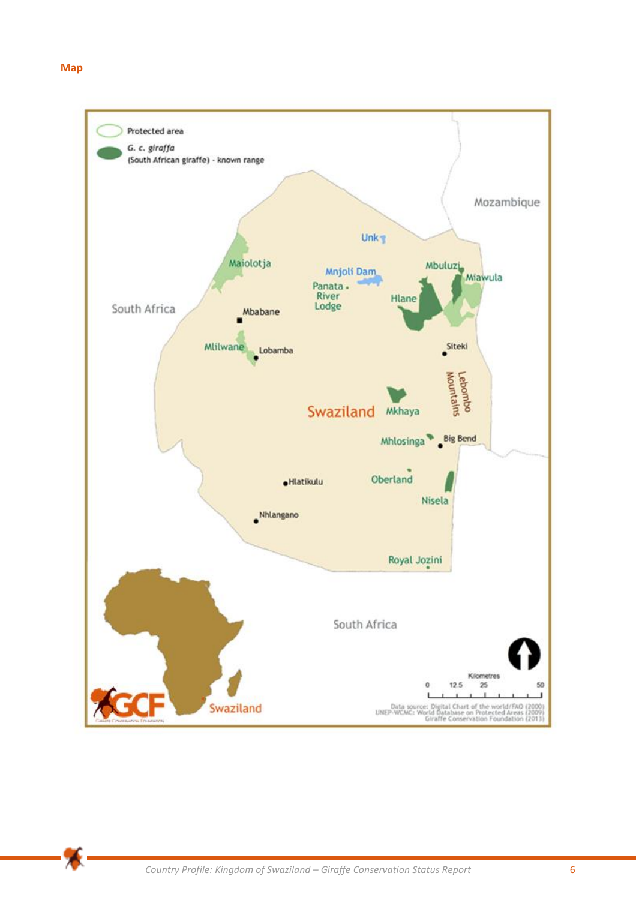## Map

Protected area

*G. c. giraffa*
(South African giraffe) - known range

Mozambique

South Africa

Unk

Maiolotja

Mnjoli Dam

Mbuluzi

Miawula

Panata River Lodge

Hlane

Mbabane

Mlilwane

Lobamba

Siteki

Lebombo Mountains

Swaziland

Mkhaya

Mhlosinga

Big Bend

Hlatikulu

Oberland

Nisela

Nhlangano

Royal Jozini

South Africa

Kilometres
0 12.5 25 50

Swaziland

Data source: Digital Chart of the world/FAO (2000)
UNEP-WCMC: World Database on Protected Areas (2009)
Giraffe Conservation Foundation (2013)